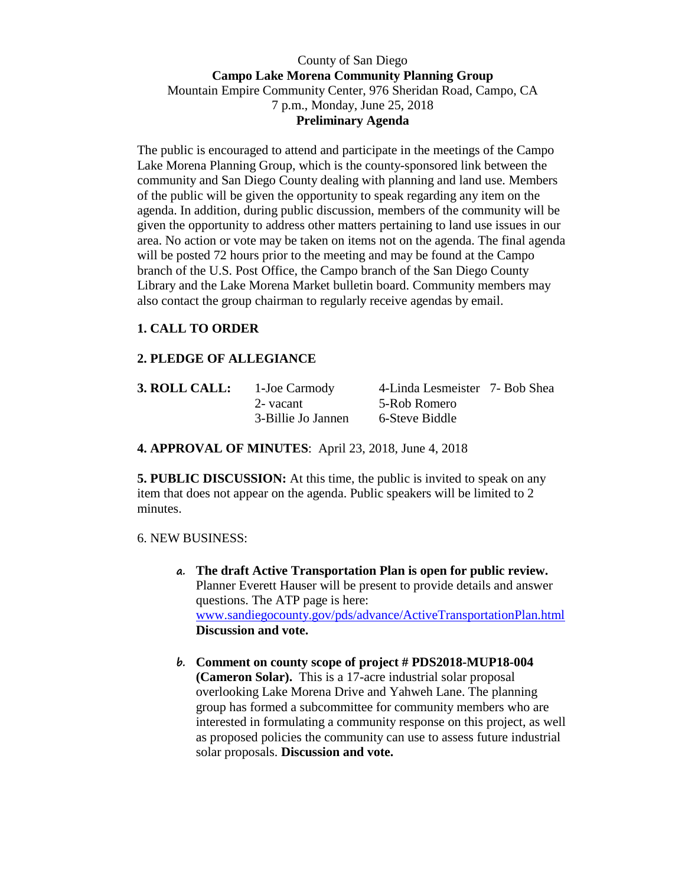County of San Diego

**Campo Lake Morena Community Planning Group**

Mountain Empire Community Center, 976 Sheridan Road, Campo, CA

7 p.m., Monday, June 25, 2018

**Preliminary Agenda**

The public is encouraged to attend and participate in the meetings of the Campo Lake Morena Planning Group, which is the county-sponsored link between the community and San Diego County dealing with planning and land use. Members of the public will be given the opportunity to speak regarding any item on the agenda. In addition, during public discussion, members of the community will be given the opportunity to address other matters pertaining to land use issues in our area. No action or vote may be taken on items not on the agenda. The final agenda will be posted 72 hours prior to the meeting and may be found at the Campo branch of the U.S. Post Office, the Campo branch of the San Diego County Library and the Lake Morena Market bulletin board. Community members may also contact the group chairman to regularly receive agendas by email.

**1. CALL TO ORDER**

**2. PLEDGE OF ALLEGIANCE**

| **3. ROLL CALL:** | 1-Joe Carmody | 4-Linda Lesmeister | 7- Bob Shea |
|---|---|---|---|
| | 2- vacant | 5-Rob Romero | |
| | 3-Billie Jo Jannen | 6-Steve Biddle | |

**4. APPROVAL OF MINUTES**: April 23, 2018, June 4, 2018

**5. PUBLIC DISCUSSION:** At this time, the public is invited to speak on any item that does not appear on the agenda. Public speakers will be limited to 2 minutes.

6. NEW BUSINESS:

a. **The draft Active Transportation Plan is open for public review.** Planner Everett Hauser will be present to provide details and answer questions. The ATP page is here: www.sandiegocounty.gov/pds/advance/ActiveTransportationPlan.html **Discussion and vote.**

b. **Comment on county scope of project # PDS2018-MUP18-004 (Cameron Solar).** This is a 17-acre industrial solar proposal overlooking Lake Morena Drive and Yahweh Lane. The planning group has formed a subcommittee for community members who are interested in formulating a community response on this project, as well as proposed policies the community can use to assess future industrial solar proposals. **Discussion and vote.**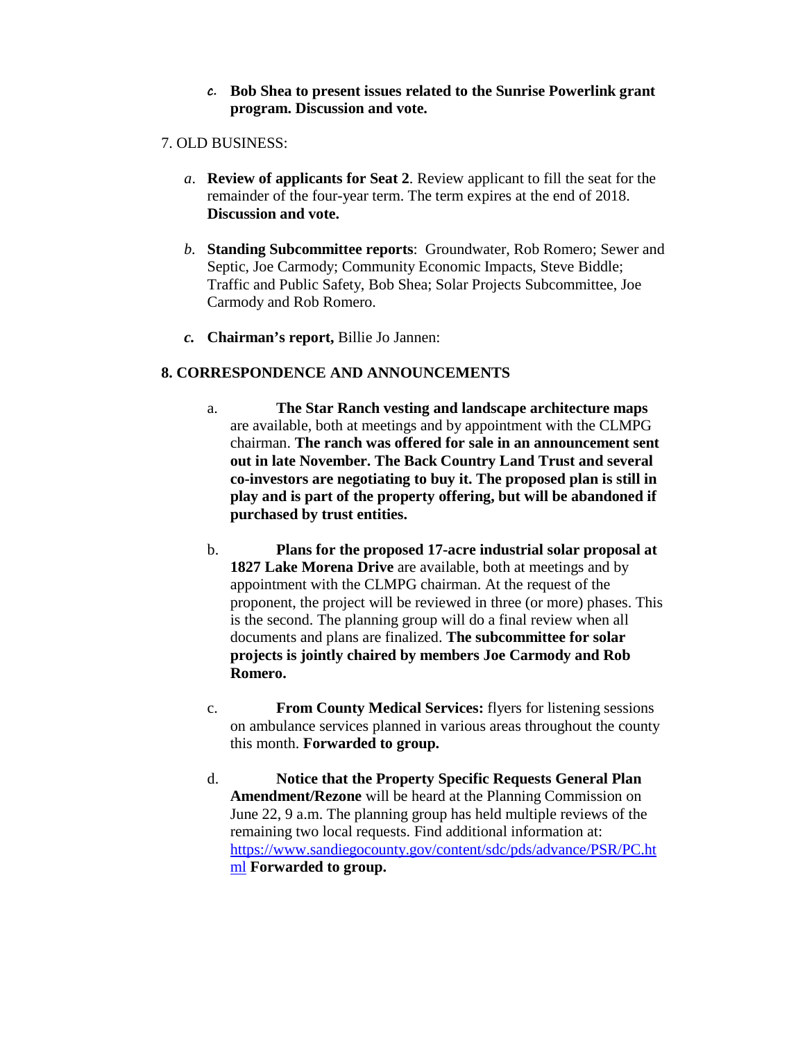*c.* **Bob Shea to present issues related to the Sunrise Powerlink grant program. Discussion and vote.**

7. OLD BUSINESS:

*a*. **Review of applicants for Seat 2**. Review applicant to fill the seat for the remainder of the four-year term. The term expires at the end of 2018. **Discussion and vote.**

*b.* **Standing Subcommittee reports**: Groundwater, Rob Romero; Sewer and Septic, Joe Carmody; Community Economic Impacts, Steve Biddle; Traffic and Public Safety, Bob Shea; Solar Projects Subcommittee, Joe Carmody and Rob Romero.

***c.*** **Chairman's report,** Billie Jo Jannen:

**8. CORRESPONDENCE AND ANNOUNCEMENTS**

a. **The Star Ranch vesting and landscape architecture maps** are available, both at meetings and by appointment with the CLMPG chairman. **The ranch was offered for sale in an announcement sent out in late November. The Back Country Land Trust and several co-investors are negotiating to buy it. The proposed plan is still in play and is part of the property offering, but will be abandoned if purchased by trust entities.**

b. **Plans for the proposed 17-acre industrial solar proposal at 1827 Lake Morena Drive** are available, both at meetings and by appointment with the CLMPG chairman. At the request of the proponent, the project will be reviewed in three (or more) phases. This is the second. The planning group will do a final review when all documents and plans are finalized. **The subcommittee for solar projects is jointly chaired by members Joe Carmody and Rob Romero.**

c. **From County Medical Services:** flyers for listening sessions on ambulance services planned in various areas throughout the county this month. **Forwarded to group.**

d. **Notice that the Property Specific Requests General Plan Amendment/Rezone** will be heard at the Planning Commission on June 22, 9 a.m. The planning group has held multiple reviews of the remaining two local requests. Find additional information at: https://www.sandiegocounty.gov/content/sdc/pds/advance/PSR/PC.html **Forwarded to group.**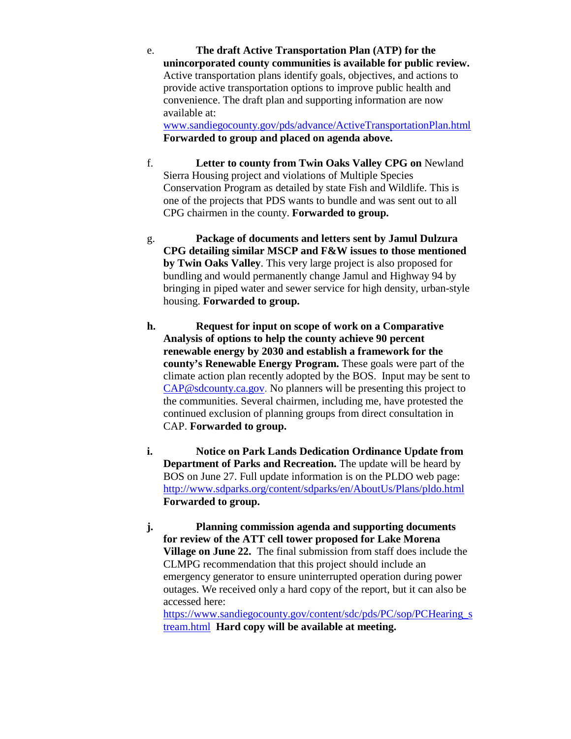e. **The draft Active Transportation Plan (ATP) for the unincorporated county communities is available for public review.** Active transportation plans identify goals, objectives, and actions to provide active transportation options to improve public health and convenience. The draft plan and supporting information are now available at: www.sandiegocounty.gov/pds/advance/ActiveTransportationPlan.html **Forwarded to group and placed on agenda above.**

f. **Letter to county from Twin Oaks Valley CPG on** Newland Sierra Housing project and violations of Multiple Species Conservation Program as detailed by state Fish and Wildlife. This is one of the projects that PDS wants to bundle and was sent out to all CPG chairmen in the county. **Forwarded to group.**

g. **Package of documents and letters sent by Jamul Dulzura CPG detailing similar MSCP and F&W issues to those mentioned by Twin Oaks Valley**. This very large project is also proposed for bundling and would permanently change Jamul and Highway 94 by bringing in piped water and sewer service for high density, urban-style housing. **Forwarded to group.**

**h.** **Request for input on scope of work on a Comparative Analysis of options to help the county achieve 90 percent renewable energy by 2030 and establish a framework for the county's Renewable Energy Program.** These goals were part of the climate action plan recently adopted by the BOS. Input may be sent to CAP@sdcounty.ca.gov. No planners will be presenting this project to the communities. Several chairmen, including me, have protested the continued exclusion of planning groups from direct consultation in CAP. **Forwarded to group.**

**i.** **Notice on Park Lands Dedication Ordinance Update from Department of Parks and Recreation.** The update will be heard by BOS on June 27. Full update information is on the PLDO web page: http://www.sdparks.org/content/sdparks/en/AboutUs/Plans/pldo.html **Forwarded to group.**

**j.** **Planning commission agenda and supporting documents for review of the ATT cell tower proposed for Lake Morena Village on June 22.** The final submission from staff does include the CLMPG recommendation that this project should include an emergency generator to ensure uninterrupted operation during power outages. We received only a hard copy of the report, but it can also be accessed here: https://www.sandiegocounty.gov/content/sdc/pds/PC/sop/PCHearing_stream.html **Hard copy will be available at meeting.**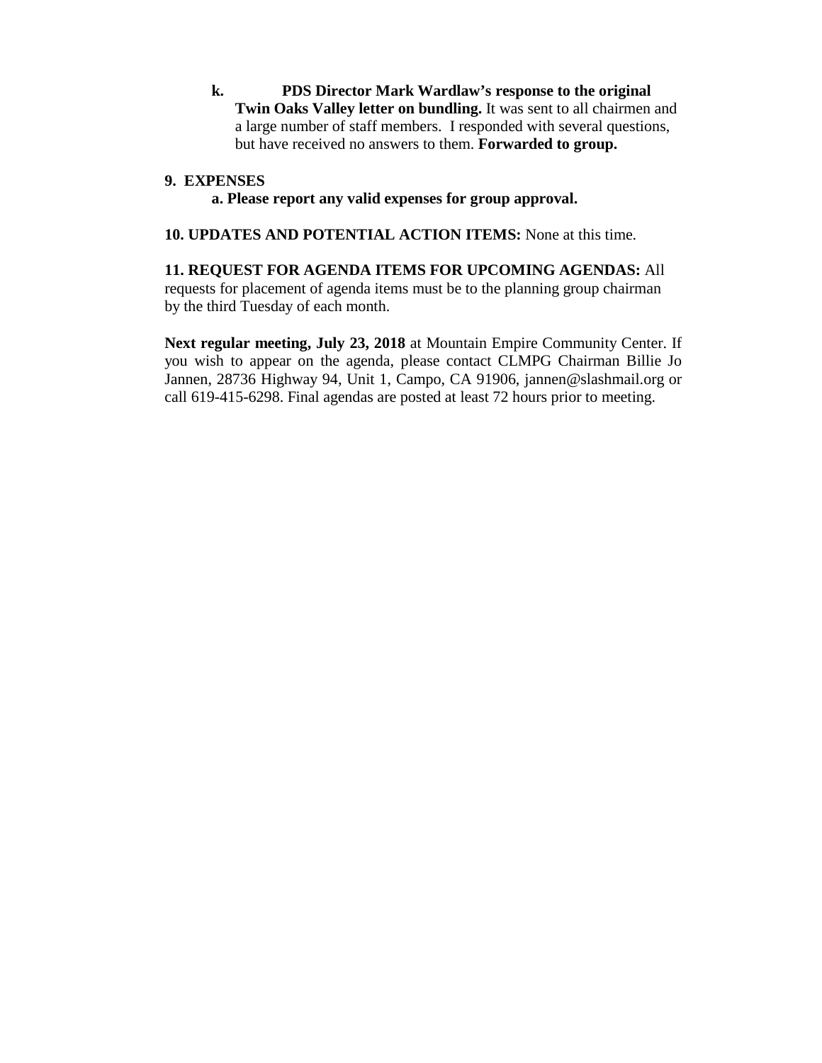**k. PDS Director Mark Wardlaw's response to the original Twin Oaks Valley letter on bundling.** It was sent to all chairmen and a large number of staff members. I responded with several questions, but have received no answers to them. **Forwarded to group.**

**9. EXPENSES**

**a. Please report any valid expenses for group approval.**

**10. UPDATES AND POTENTIAL ACTION ITEMS:** None at this time.

**11. REQUEST FOR AGENDA ITEMS FOR UPCOMING AGENDAS:** All requests for placement of agenda items must be to the planning group chairman by the third Tuesday of each month.

**Next regular meeting, July 23, 2018** at Mountain Empire Community Center. If you wish to appear on the agenda, please contact CLMPG Chairman Billie Jo Jannen, 28736 Highway 94, Unit 1, Campo, CA 91906, jannen@slashmail.org or call 619-415-6298. Final agendas are posted at least 72 hours prior to meeting.